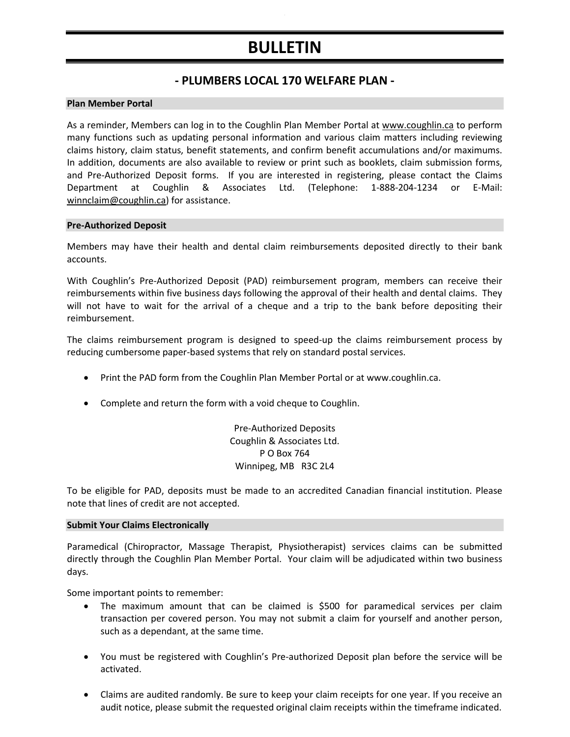# BULLETIN

## - PLUMBERS LOCAL 170 WELFARE PLAN -

### Plan Member Portal

As a reminder, Members can log in to the Coughlin Plan Member Portal at www.coughlin.ca to perform many functions such as updating personal information and various claim matters including reviewing claims history, claim status, benefit statements, and confirm benefit accumulations and/or maximums. In addition, documents are also available to review or print such as booklets, claim submission forms, and Pre-Authorized Deposit forms. If you are interested in registering, please contact the Claims Department at Coughlin & Associates Ltd. (Telephone: 1-888-204-1234 or E-Mail: winnclaim@coughlin.ca) for assistance.

### Pre-Authorized Deposit

Members may have their health and dental claim reimbursements deposited directly to their bank accounts.

With Coughlin's Pre-Authorized Deposit (PAD) reimbursement program, members can receive their reimbursements within five business days following the approval of their health and dental claims. They will not have to wait for the arrival of a cheque and a trip to the bank before depositing their reimbursement.

The claims reimbursement program is designed to speed-up the claims reimbursement process by reducing cumbersome paper-based systems that rely on standard postal services.

- Print the PAD form from the Coughlin Plan Member Portal or at www.coughlin.ca.
- Complete and return the form with a void cheque to Coughlin.

Pre-Authorized Deposits
Coughlin & Associates Ltd.
P O Box 764
Winnipeg, MB R3C 2L4

To be eligible for PAD, deposits must be made to an accredited Canadian financial institution. Please note that lines of credit are not accepted.

### Submit Your Claims Electronically

Paramedical (Chiropractor, Massage Therapist, Physiotherapist) services claims can be submitted directly through the Coughlin Plan Member Portal. Your claim will be adjudicated within two business days.

Some important points to remember:

- The maximum amount that can be claimed is $500 for paramedical services per claim transaction per covered person. You may not submit a claim for yourself and another person, such as a dependant, at the same time.
- You must be registered with Coughlin's Pre-authorized Deposit plan before the service will be activated.
- Claims are audited randomly. Be sure to keep your claim receipts for one year. If you receive an audit notice, please submit the requested original claim receipts within the timeframe indicated.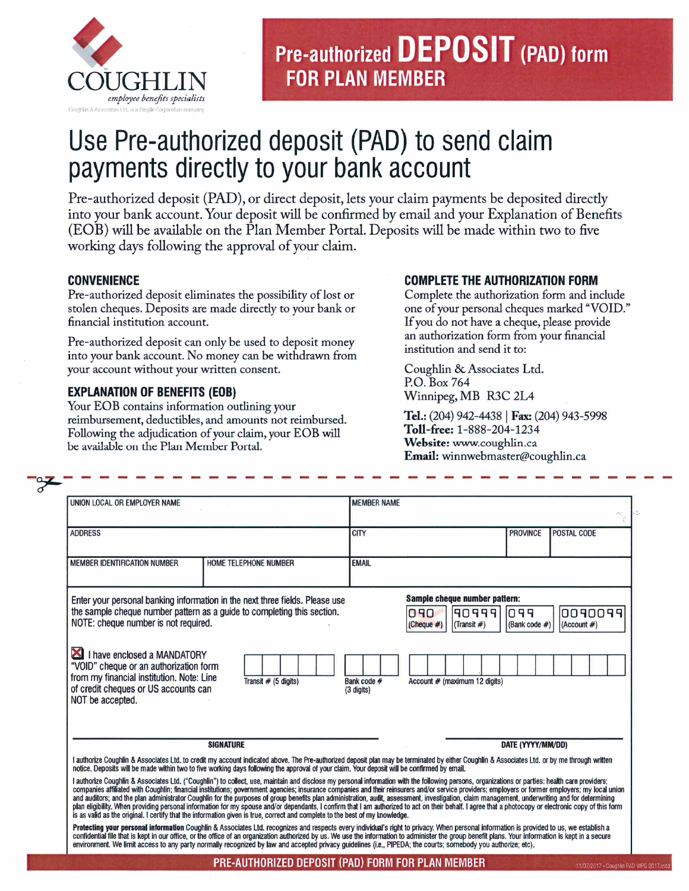COUGHLIN

*employee benefits specialists*

Coughlin & Associates Ltd. is a People Corporation company

# Pre-authorized DEPOSIT (PAD) form FOR PLAN MEMBER

## Use Pre-authorized deposit (PAD) to send claim payments directly to your bank account

Pre-authorized deposit (PAD), or direct deposit, lets your claim payments be deposited directly into your bank account. Your deposit will be confirmed by email and your Explanation of Benefits (EOB) will be available on the Plan Member Portal. Deposits will be made within two to five working days following the approval of your claim.

### CONVENIENCE

Pre-authorized deposit eliminates the possibility of lost or stolen cheques. Deposits are made directly to your bank or financial institution account.

Pre-authorized deposit can only be used to deposit money into your bank account. No money can be withdrawn from your account without your written consent.

### EXPLANATION OF BENEFITS (EOB)

Your EOB contains information outlining your reimbursement, deductibles, and amounts not reimbursed. Following the adjudication of your claim, your EOB will be available on the Plan Member Portal.

### COMPLETE THE AUTHORIZATION FORM

Complete the authorization form and include one of your personal cheques marked "VOID." If you do not have a cheque, please provide an authorization form from your financial institution and send it to:

Coughlin & Associates Ltd.
P.O. Box 764
Winnipeg, MB R3C 2L4

**Tel.:** (204) 942-4438 | **Fax:** (204) 943-5998
**Toll-free:** 1-888-204-1234
**Website:** www.coughlin.ca
**Email:** winnwebmaster@coughlin.ca

---

| | | | |
|---|---|---|---|
| UNION LOCAL OR EMPLOYER NAME | | MEMBER NAME | |
| ADDRESS | | CITY | PROVINCE / POSTAL CODE |
| MEMBER IDENTIFICATION NUMBER | HOME TELEPHONE NUMBER | EMAIL | |

Enter your personal banking information in the next three fields. Please use the sample cheque number pattern as a guide to completing this section. NOTE: cheque number is not required.

**Sample cheque number pattern:**

| | | | |
|---|---|---|---|
| 090 | 90999 | 099 | 0090099 |
| (Cheque #) | (Transit #) | (Bank code #) | (Account #) |

☒ I have enclosed a MANDATORY "VOID" cheque or an authorization form from my financial institution. Note: Line of credit cheques or US accounts can NOT be accepted.

Transit # (5 digits) ______

Bank code # (3 digits) ______

Account # (maximum 12 digits) ______

SIGNATURE ______________________ DATE (YYYY/MM/DD) ______________________

I authorize Coughlin & Associates Ltd. to credit my account indicated above. The Pre-authorized deposit plan may be terminated by either Coughlin & Associates Ltd. or by me through written notice. Deposits will be made within two to five working days following the approval of your claim. Your deposit will be confirmed by email.

I authorize Coughlin & Associates Ltd. ("Coughlin") to collect, use, maintain and disclose my personal information with the following persons, organizations or parties: health care providers; companies affiliated with Coughlin; financial institutions; government agencies; insurance companies and their reinsurers and/or service providers; employers or former employers; my local union and auditors; and the plan administrator Coughlin for the purposes of group benefits plan administration, audit, assessment, investigation, claim management, underwriting and for determining plan eligibility. When providing personal information for my spouse and/or dependants, I confirm that I am authorized to act on their behalf. I agree that a photocopy or electronic copy of this form is as valid as the original. I certify that the information given is true, correct and complete to the best of my knowledge.

**Protecting your personal information** Coughlin & Associates Ltd. recognizes and respects every individual's right to privacy. When personal information is provided to us, we establish a confidential file that is kept in our office, or the office of an organization authorized by us. We use the information to administer the group benefit plans. Your information is kept in a secure environment. We limit access to any party normally recognized by law and accepted privacy guidelines (i.e., PIPEDA; the courts; somebody you authorize; etc).

**PRE-AUTHORIZED DEPOSIT (PAD) FORM FOR PLAN MEMBER**